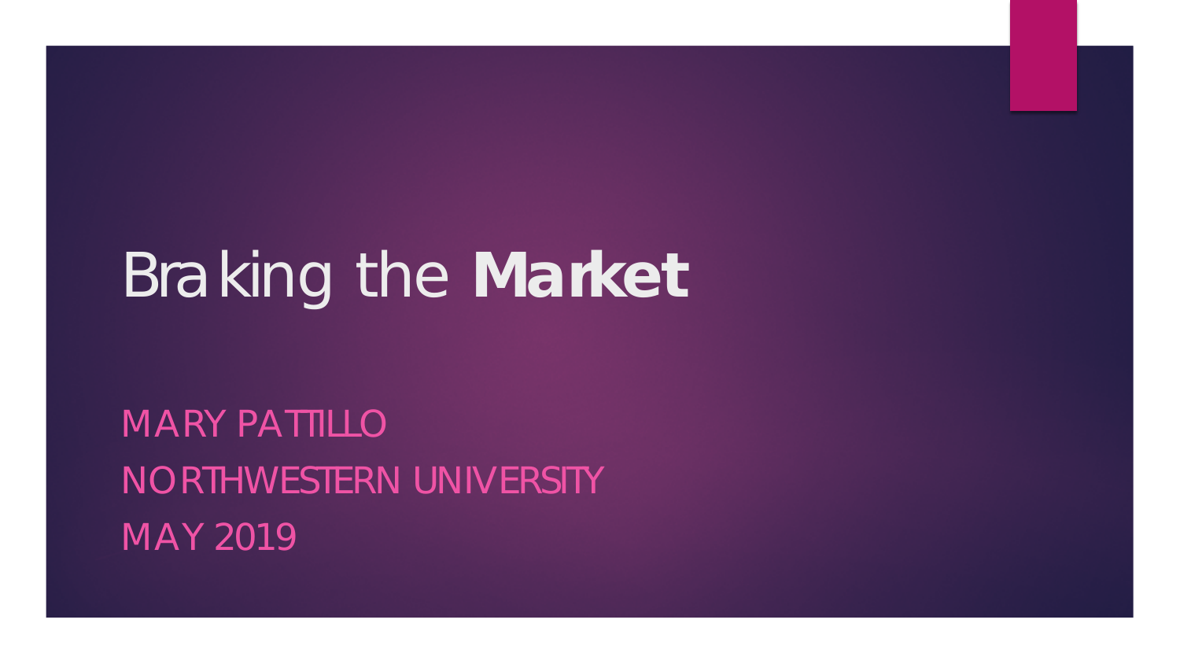# Braking the **Market**

MARY PATTILLO
NORTHWESTERN UNIVERSITY
MAY 2019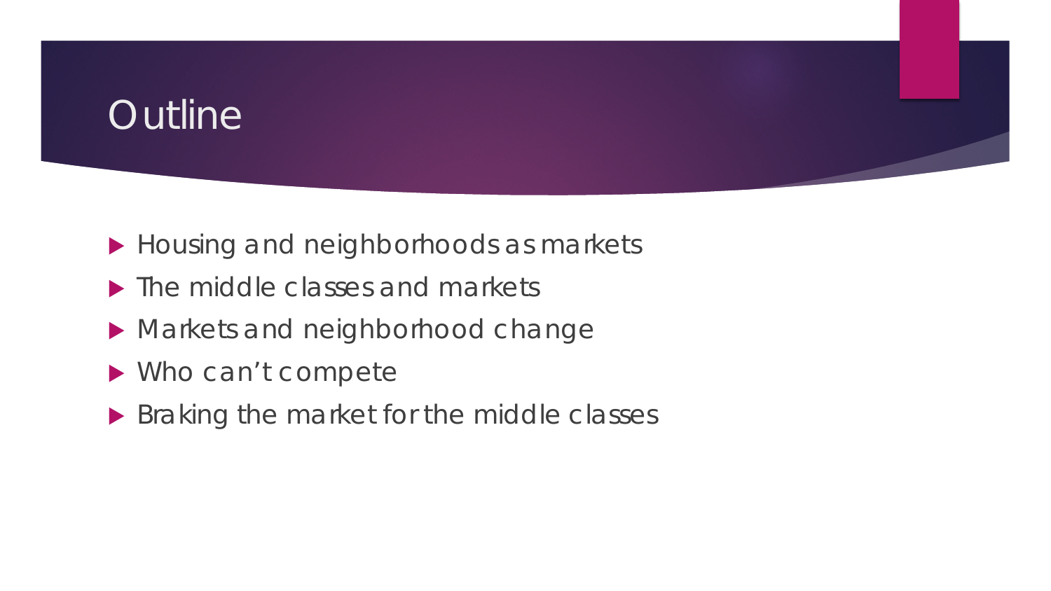# Outline

- Housing and neighborhoods as markets
- The middle classes and markets
- Markets and neighborhood change
- Who can't compete
- Braking the market for the middle classes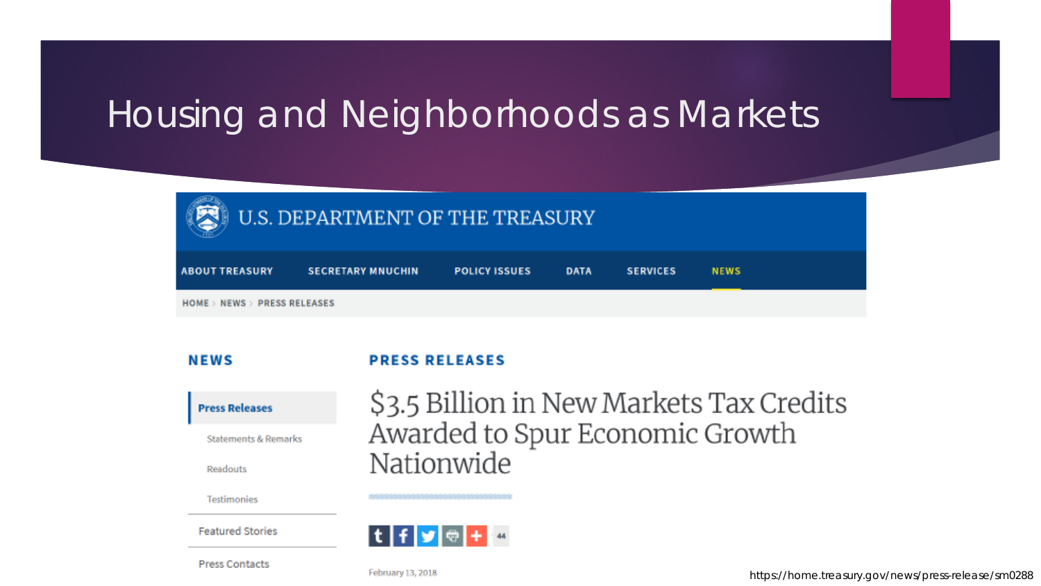# Housing and Neighborhoods as Markets

U.S. DEPARTMENT OF THE TREASURY

ABOUT TREASURY | SECRETARY MNUCHIN | POLICY ISSUES | DATA | SERVICES | NEWS

HOME › NEWS › PRESS RELEASES

**NEWS**

- **Press Releases**
  - Statements & Remarks
  - Readouts
  - Testimonies
- Featured Stories
- Press Contacts

**PRESS RELEASES**

## $3.5 Billion in New Markets Tax Credits Awarded to Spur Economic Growth Nationwide

44

February 13, 2018

https://home.treasury.gov/news/press-release/sm0288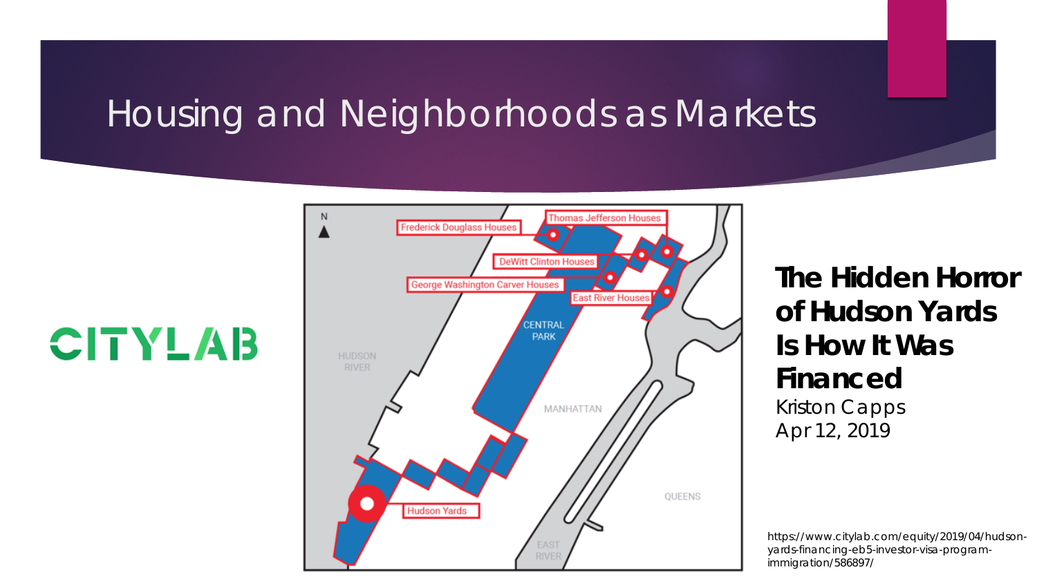# Housing and Neighborhoods as Markets

CITYLAB

**The Hidden Horror of Hudson Yards Is How It Was Financed**

Kriston Capps
Apr 12, 2019

https://www.citylab.com/equity/2019/04/hudson-yards-financing-eb5-investor-visa-program-immigration/586897/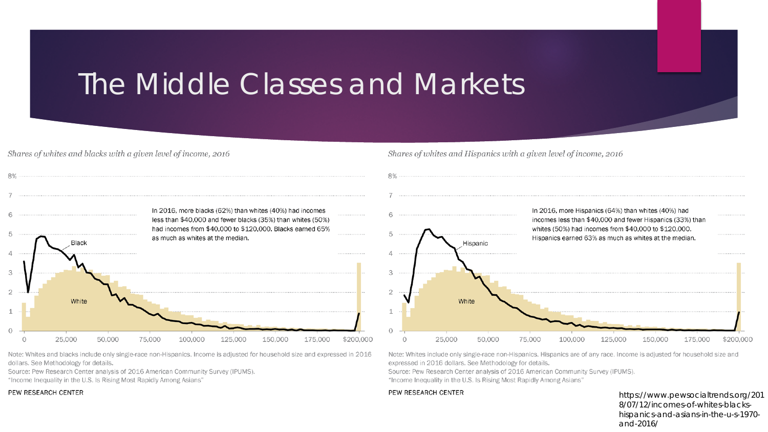# The Middle Classes and Markets

*Shares of whites and blacks with a given level of income, 2016*

In 2016, more blacks (62%) than whites (40%) had incomes less than $40,000 and fewer blacks (35%) than whites (50%) had incomes from $40,000 to $120,000. Blacks earned 65% as much as whites at the median.

Note: Whites and blacks include only single-race non-Hispanics. Income is adjusted for household size and expressed in 2016 dollars. See Methodology for details.

Source: Pew Research Center analysis of 2016 American Community Survey (IPUMS).

"Income Inequality in the U.S. Is Rising Most Rapidly Among Asians"

PEW RESEARCH CENTER

*Shares of whites and Hispanics with a given level of income, 2016*

In 2016, more Hispanics (64%) than whites (40%) had incomes less than $40,000 and fewer Hispanics (33%) than whites (50%) had incomes from $40,000 to $120,000. Hispanics earned 63% as much as whites at the median.

Note: Whites include only single-race non-Hispanics. Hispanics are of any race. Income is adjusted for household size and expressed in 2016 dollars. See Methodology for details.

Source: Pew Research Center analysis of 2016 American Community Survey (IPUMS).

"Income Inequality in the U.S. Is Rising Most Rapidly Among Asians"

PEW RESEARCH CENTER

https://www.pewsocialtrends.org/2018/07/12/incomes-of-whites-blacks-hispanics-and-asians-in-the-u-s-1970-and-2016/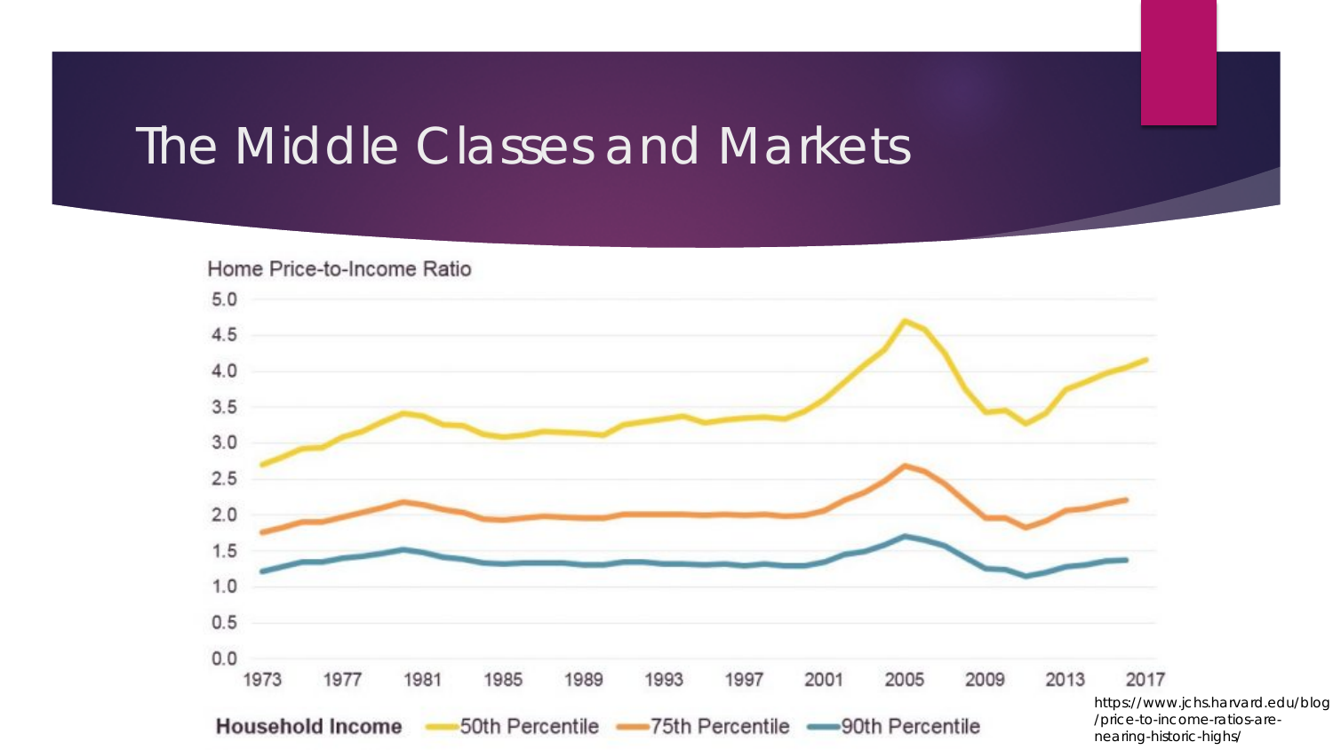# The Middle Classes and Markets

Home Price-to-Income Ratio

Household Income — 50th Percentile — 75th Percentile — 90th Percentile

https://www.jchs.harvard.edu/blog/price-to-income-ratios-are-nearing-historic-highs/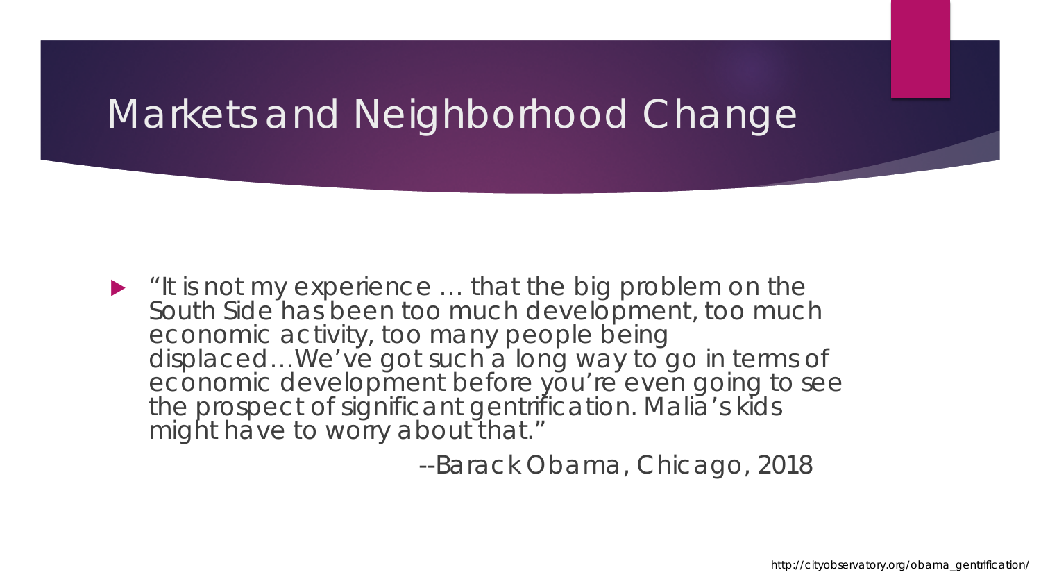# Markets and Neighborhood Change

- "It is not my experience … that the big problem on the South Side has been too much development, too much economic activity, too many people being displaced…We've got such a long way to go in terms of economic development before you're even going to see the prospect of significant gentrification. Malia's kids might have to worry about that."

  --Barack Obama, Chicago, 2018

http://cityobservatory.org/obama_gentrification/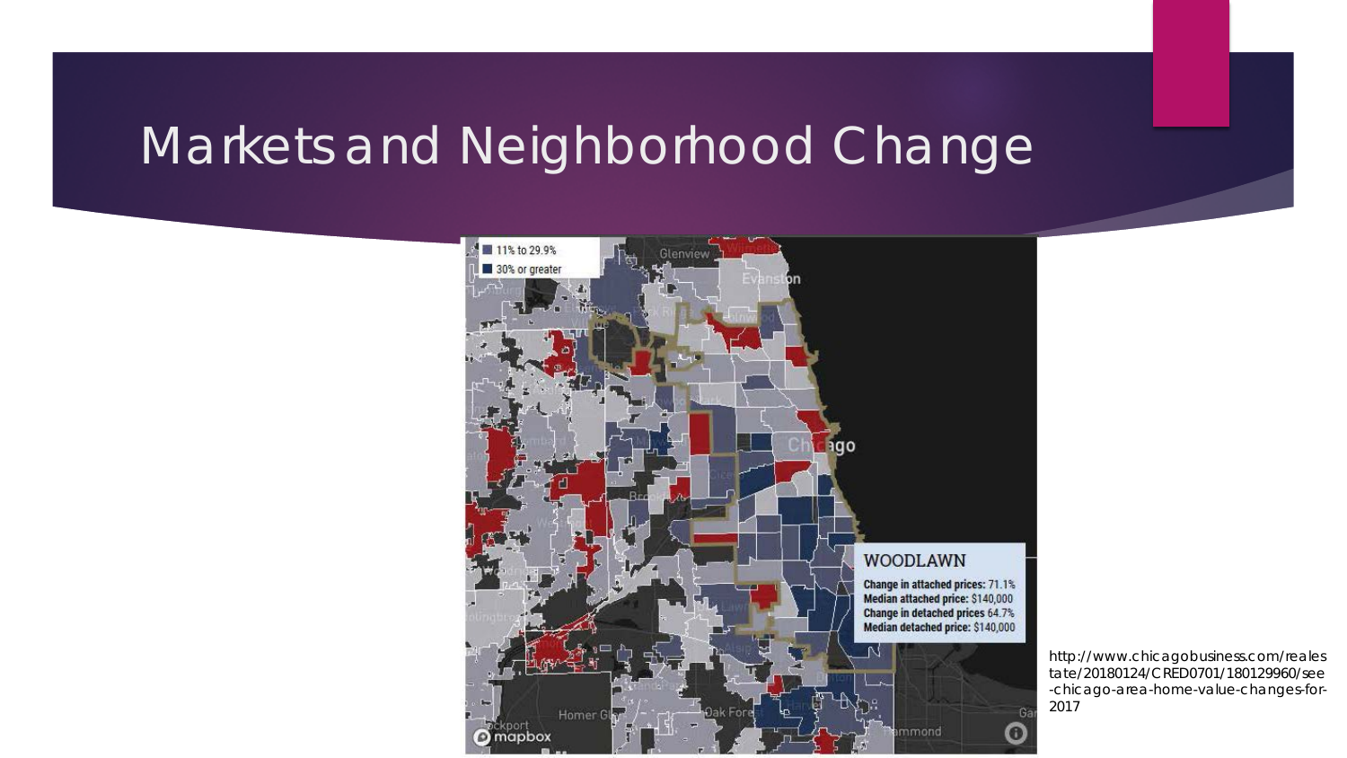# Markets and Neighborhood Change

http://www.chicagobusiness.com/realestate/20180124/CRED0701/180129960/see-chicago-area-home-value-changes-for-2017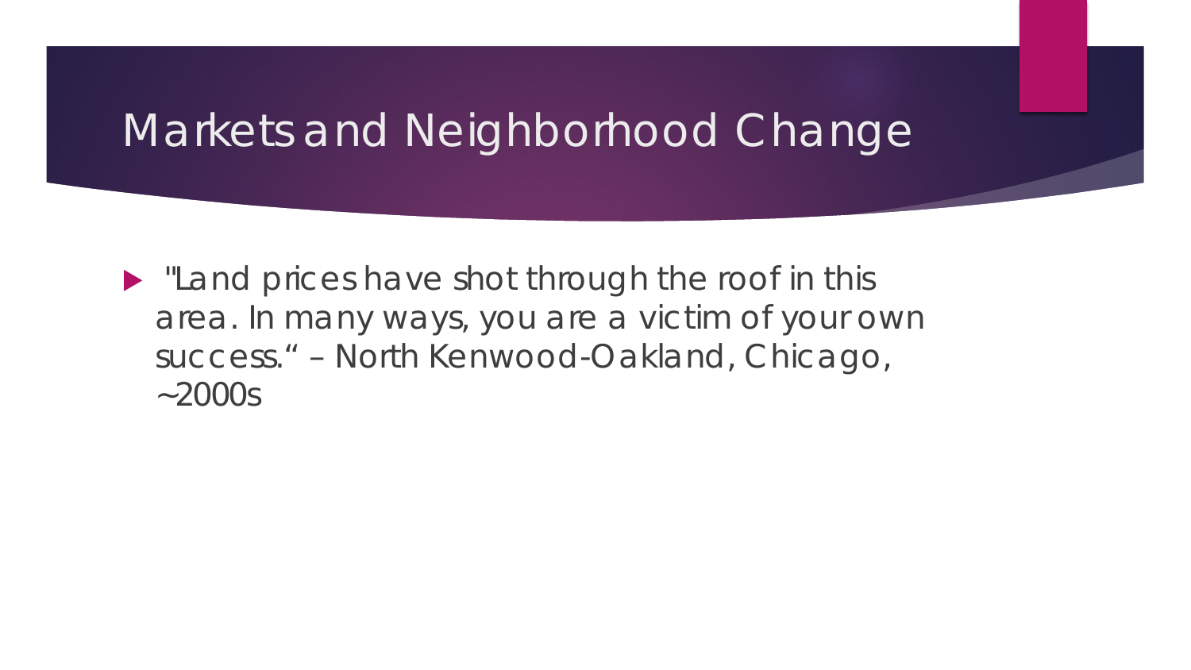# Markets and Neighborhood Change

- "Land prices have shot through the roof in this area. In many ways, you are a victim of your own success." – North Kenwood-Oakland, Chicago, ~2000s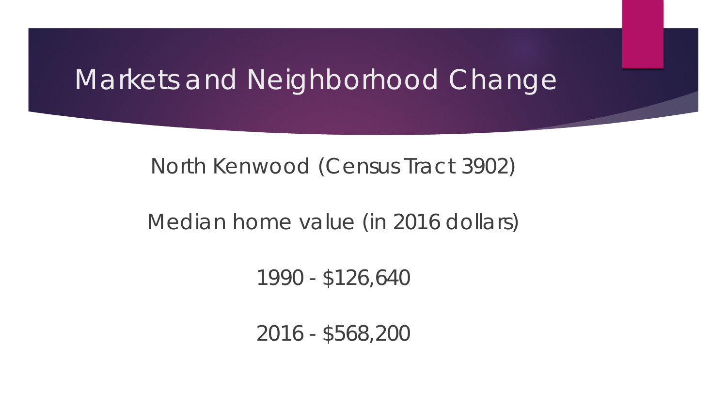# Markets and Neighborhood Change

North Kenwood (Census Tract 3902)

Median home value (in 2016 dollars)

1990 - $126,640

2016 - $568,200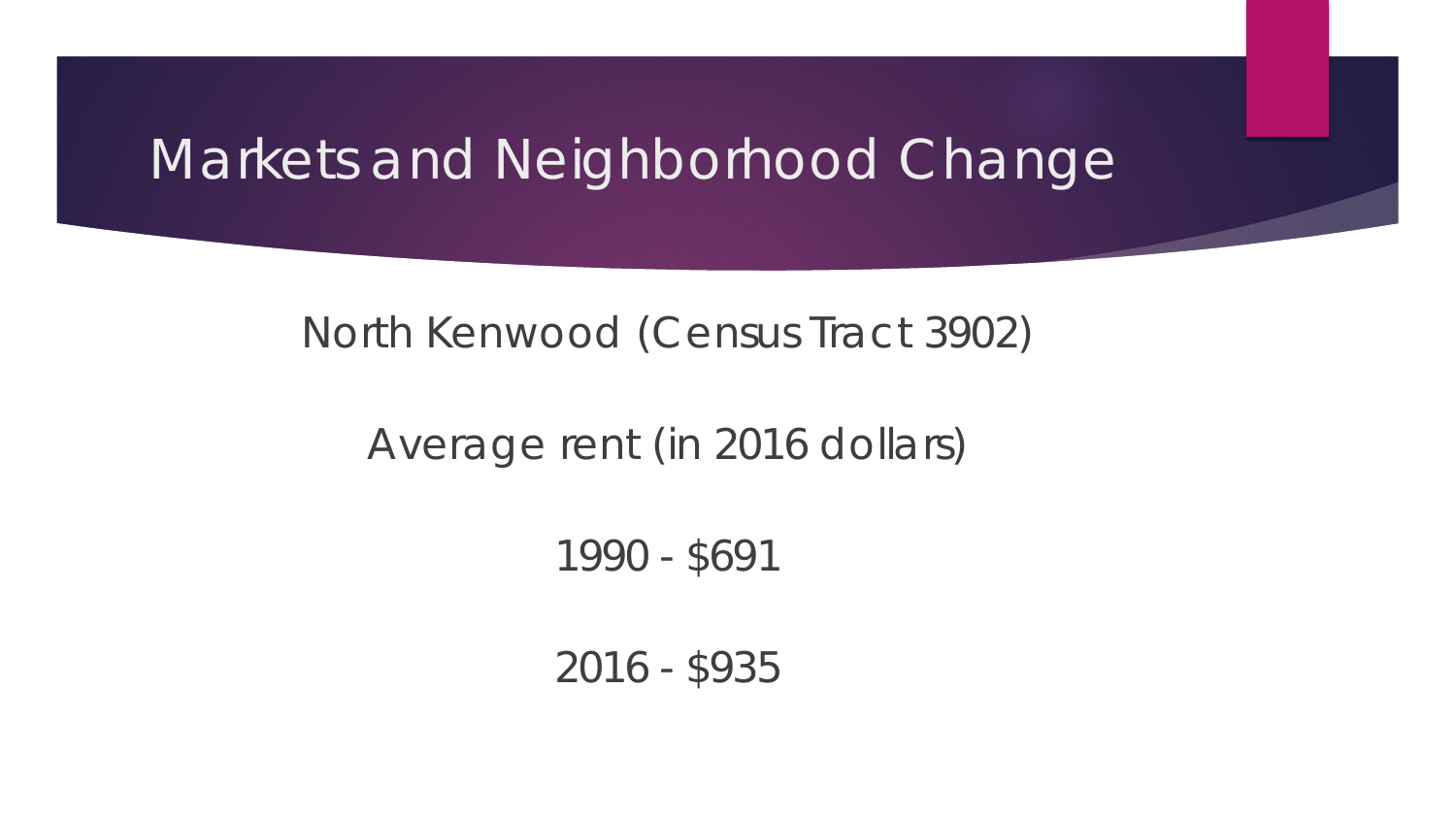# Markets and Neighborhood Change

North Kenwood (Census Tract 3902)

Average rent (in 2016 dollars)

1990 - $691

2016 - $935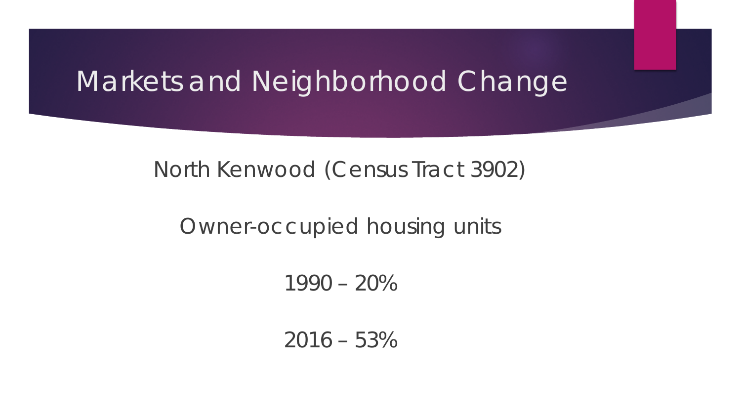# Markets and Neighborhood Change

North Kenwood (Census Tract 3902)

Owner-occupied housing units

1990 – 20%

2016 – 53%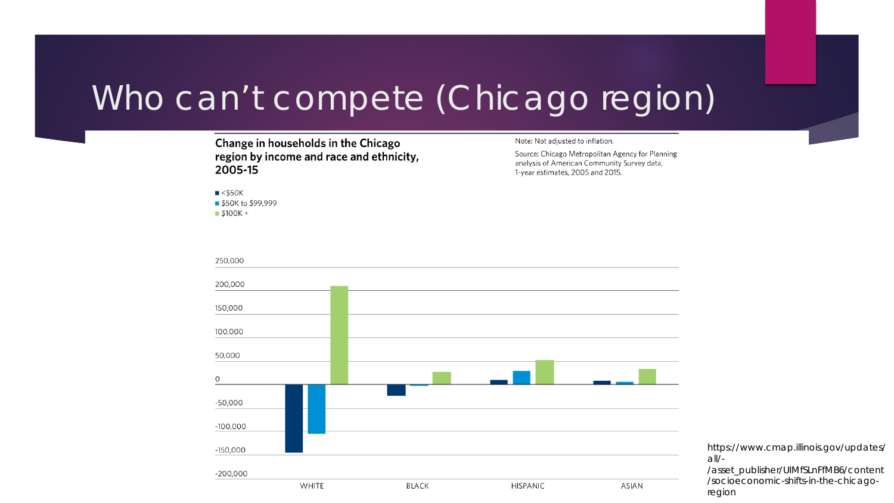# Who can't compete (Chicago region)

**Change in households in the Chicago region by income and race and ethnicity, 2005-15**

Note: Not adjusted to inflation.

Source: Chicago Metropolitan Agency for Planning analysis of American Community Survey data, 1-year estimates, 2005 and 2015.

- <$50K
- $50K to $99,999
- $100K +

250,000
200,000
150,000
100,000
50,000
0
-50,000
-100,000
-150,000
-200,000

WHITE    BLACK    HISPANIC    ASIAN

https://www.cmap.illinois.gov/updates/all/-/asset_publisher/UIMfSLnFfMB6/content/socioeconomic-shifts-in-the-chicago-region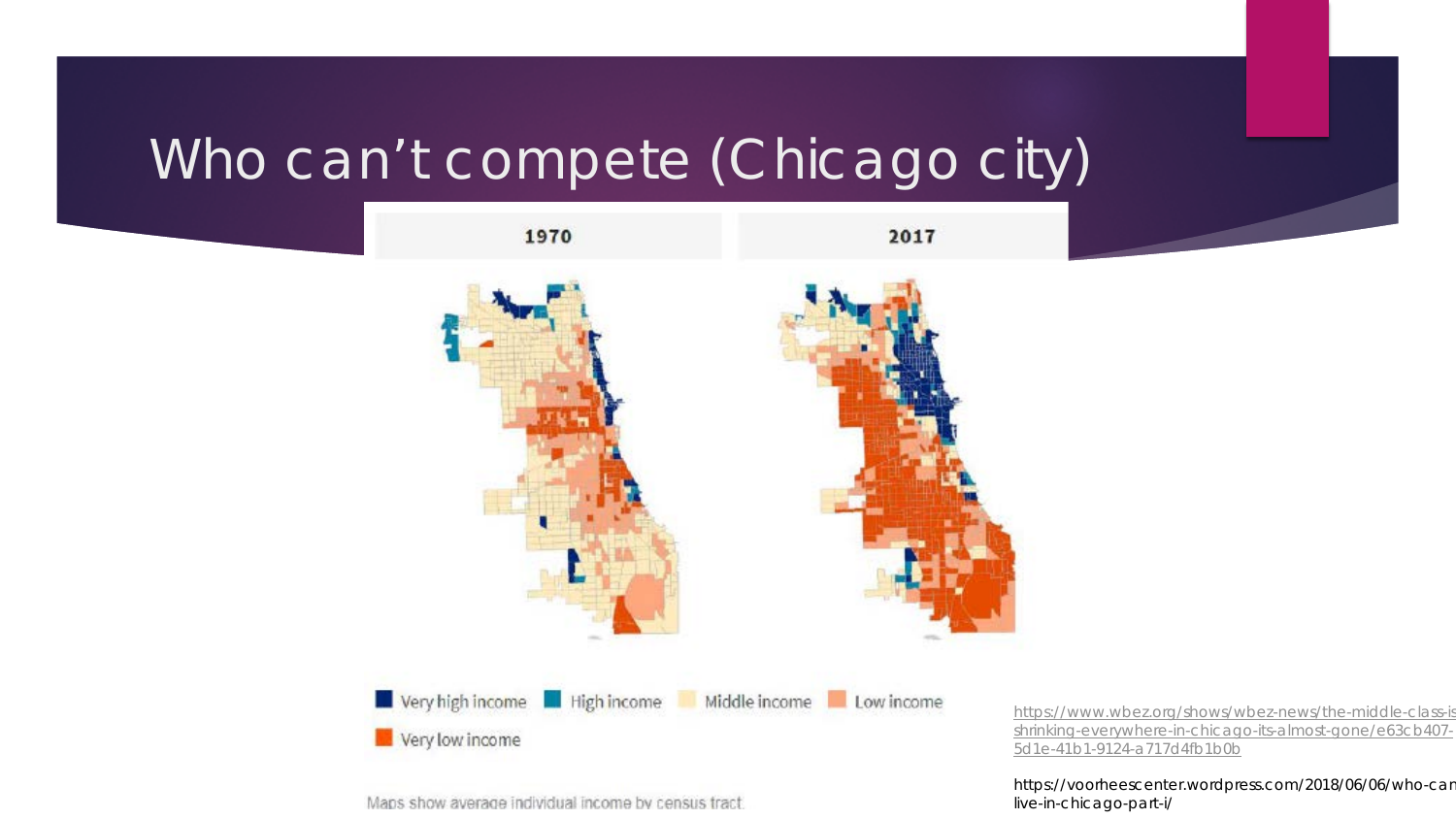# Who can't compete (Chicago city)

1970

2017

Very high income | High income | Middle income | Low income | Very low income

Maps show average individual income by census tract.

https://www.wbez.org/shows/wbez-news/the-middle-class-is-shrinking-everywhere-in-chicago-its-almost-gone/e63cb407-5d1e-41b1-9124-a717d4fb1b0b

https://voorheescenter.wordpress.com/2018/06/06/who-can-live-in-chicago-part-i/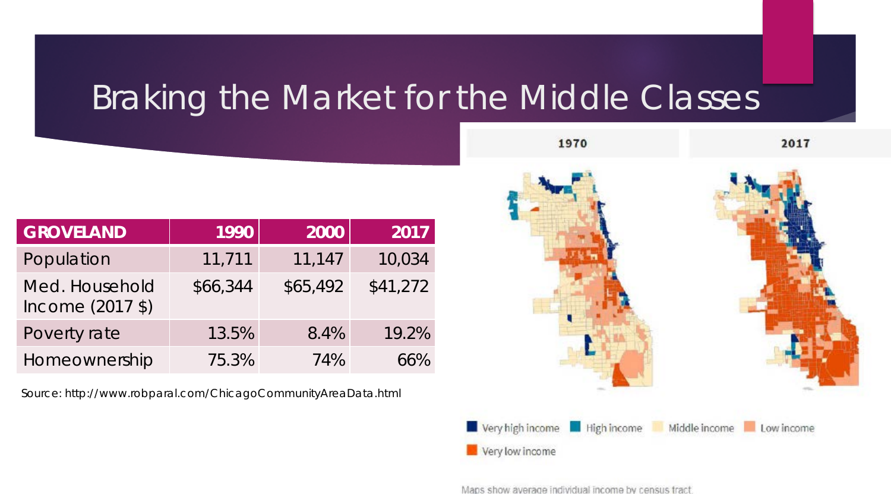# Braking the Market for the Middle Classes

| GROVELAND | 1990 | 2000 | 2017 |
| --- | --- | --- | --- |
| Population | 11,711 | 11,147 | 10,034 |
| Med. Household Income (2017 $) | $66,344 | $65,492 | $41,272 |
| Poverty rate | 13.5% | 8.4% | 19.2% |
| Homeownership | 75.3% | 74% | 66% |

Source: http://www.robparal.com/ChicagoCommunityAreaData.html

1970 | 2017

Very high income | High income | Middle income | Low income | Very low income

Maps show average individual income by census tract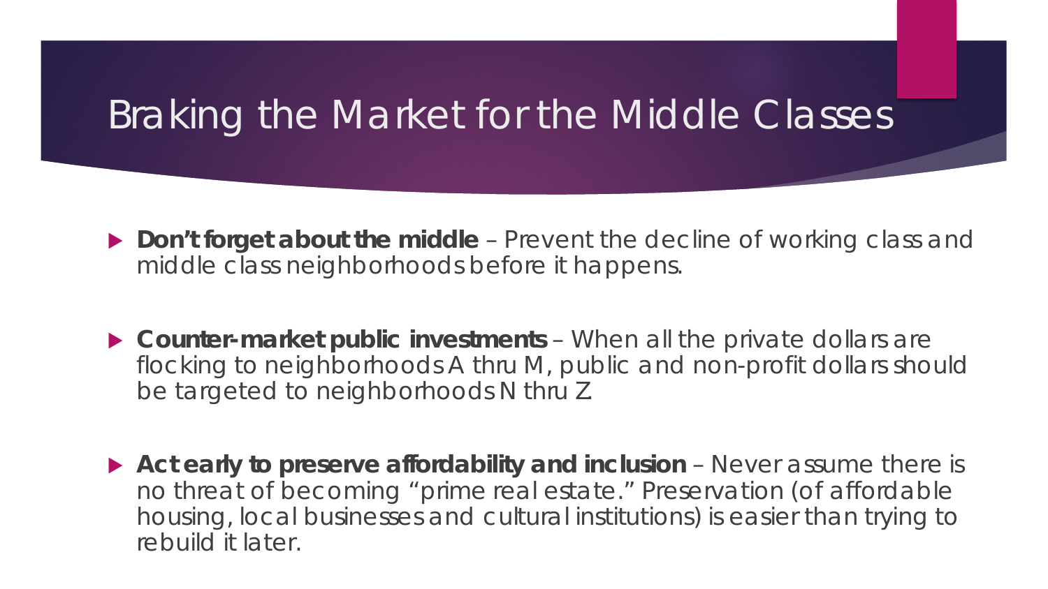# Braking the Market for the Middle Classes

- **Don't forget about the middle** – Prevent the decline of working class and middle class neighborhoods before it happens.
- **Counter-market public investments** – When all the private dollars are flocking to neighborhoods A thru M, public and non-profit dollars should be targeted to neighborhoods N thru Z.
- **Act early to preserve affordability and inclusion** – Never assume there is no threat of becoming "prime real estate." Preservation (of affordable housing, local businesses and cultural institutions) is easier than trying to rebuild it later.